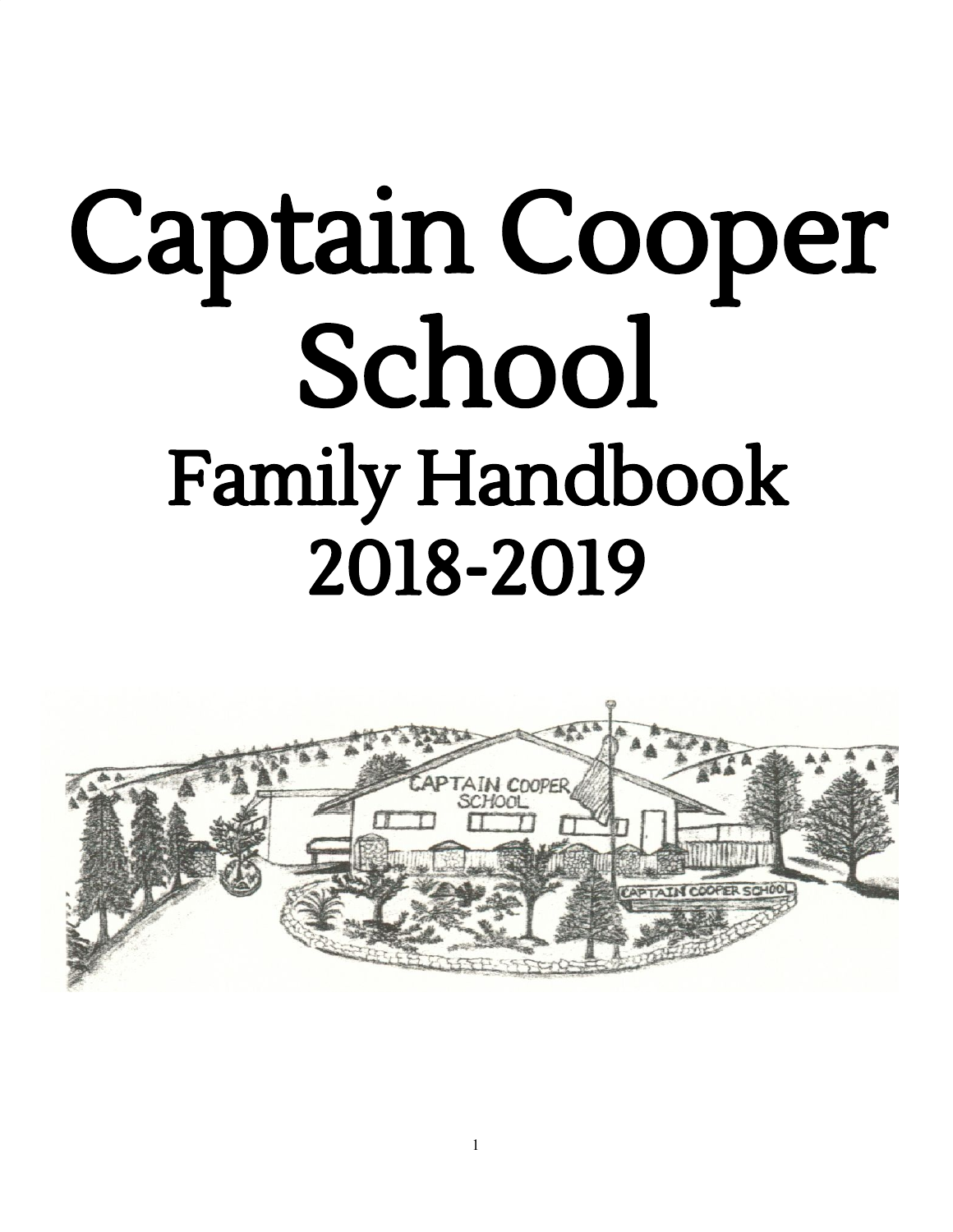# Captain Cooper School

## Family Handbook

## 2018-2019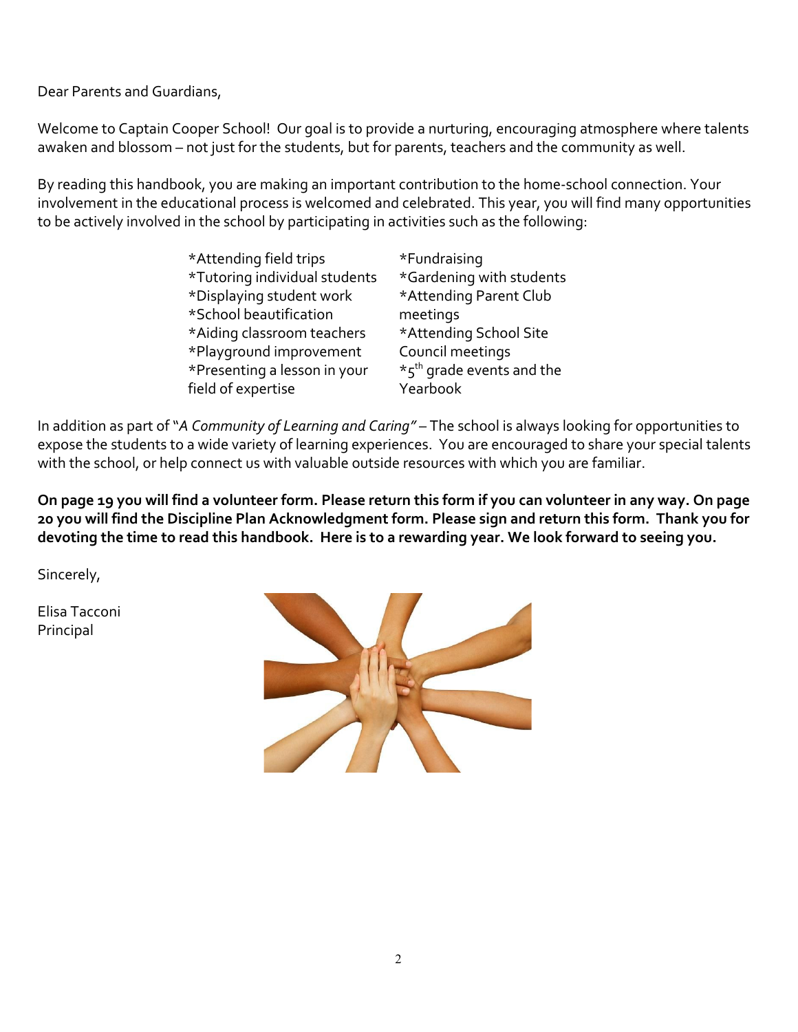Dear Parents and Guardians,

Welcome to Captain Cooper School! Our goal is to provide a nurturing, encouraging atmosphere where talents awaken and blossom – not just for the students, but for parents, teachers and the community as well.

By reading this handbook, you are making an important contribution to the home-school connection. Your involvement in the educational process is welcomed and celebrated. This year, you will find many opportunities to be actively involved in the school by participating in activities such as the following:

*Attending field trips
*Tutoring individual students
*Displaying student work
*School beautification
*Aiding classroom teachers
*Playground improvement
*Presenting a lesson in your field of expertise
*Fundraising
*Gardening with students
*Attending Parent Club meetings
*Attending School Site Council meetings
*5th grade events and the Yearbook

In addition as part of "*A Community of Learning and Caring"* – The school is always looking for opportunities to expose the students to a wide variety of learning experiences. You are encouraged to share your special talents with the school, or help connect us with valuable outside resources with which you are familiar.

**On page 19 you will find a volunteer form. Please return this form if you can volunteer in any way. On page 20 you will find the Discipline Plan Acknowledgment form. Please sign and return this form. Thank you for devoting the time to read this handbook. Here is to a rewarding year. We look forward to seeing you.**

Sincerely,

Elisa Tacconi
Principal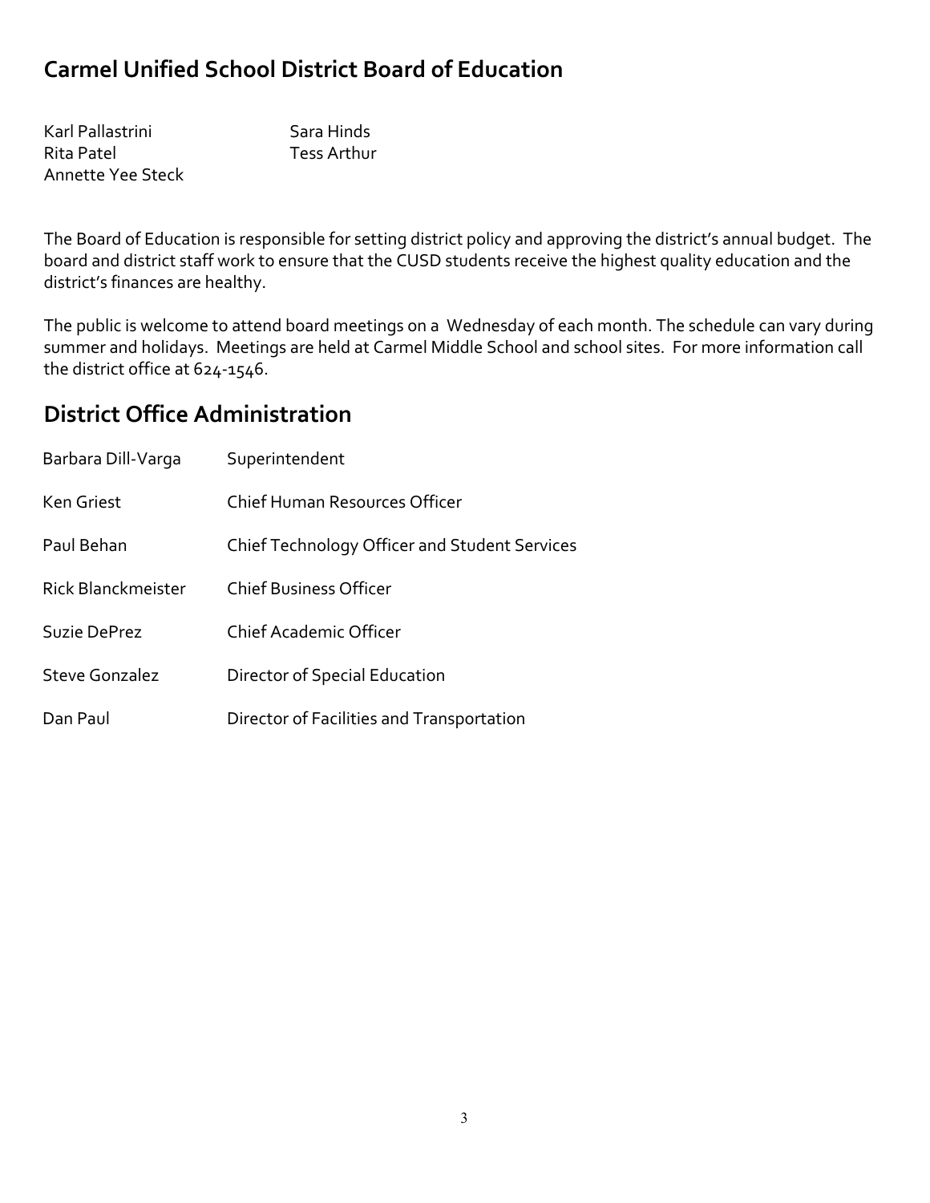## Carmel Unified School District Board of Education

Karl Pallastrini
Rita Patel
Annette Yee Steck
Sara Hinds
Tess Arthur

The Board of Education is responsible for setting district policy and approving the district's annual budget. The board and district staff work to ensure that the CUSD students receive the highest quality education and the district's finances are healthy.

The public is welcome to attend board meetings on a Wednesday of each month. The schedule can vary during summer and holidays. Meetings are held at Carmel Middle School and school sites. For more information call the district office at 624-1546.

## District Office Administration

| | |
|---|---|
| Barbara Dill-Varga | Superintendent |
| Ken Griest | Chief Human Resources Officer |
| Paul Behan | Chief Technology Officer and Student Services |
| Rick Blanckmeister | Chief Business Officer |
| Suzie DePrez | Chief Academic Officer |
| Steve Gonzalez | Director of Special Education |
| Dan Paul | Director of Facilities and Transportation |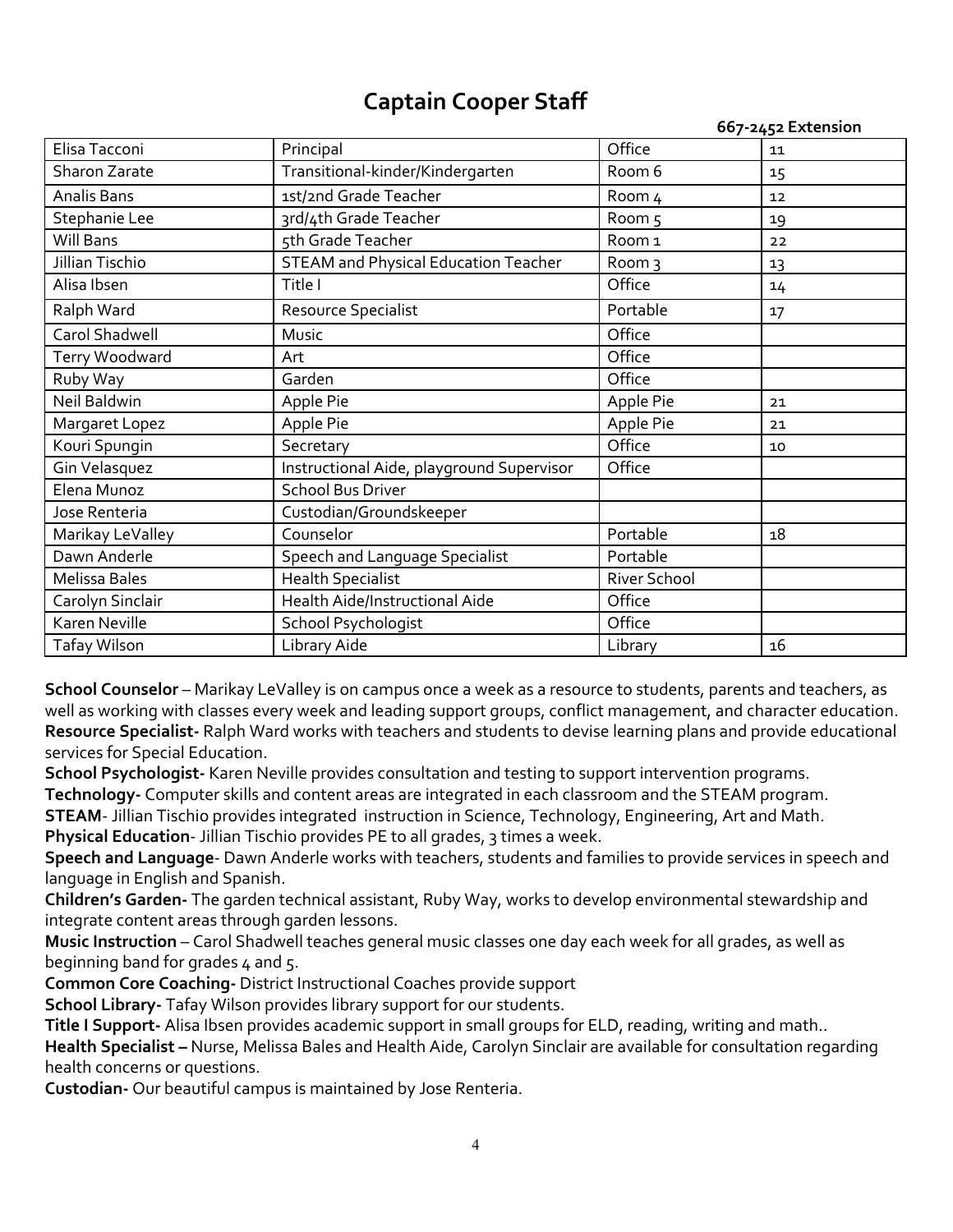# Captain Cooper Staff

| | | | 667-2452 Extension |
|---|---|---|---|
| Elisa Tacconi | Principal | Office | 11 |
| Sharon Zarate | Transitional-kinder/Kindergarten | Room 6 | 15 |
| Analis Bans | 1st/2nd Grade Teacher | Room 4 | 12 |
| Stephanie Lee | 3rd/4th Grade Teacher | Room 5 | 19 |
| Will Bans | 5th Grade Teacher | Room 1 | 22 |
| Jillian Tischio | STEAM and Physical Education Teacher | Room 3 | 13 |
| Alisa Ibsen | Title I | Office | 14 |
| Ralph Ward | Resource Specialist | Portable | 17 |
| Carol Shadwell | Music | Office | |
| Terry Woodward | Art | Office | |
| Ruby Way | Garden | Office | |
| Neil Baldwin | Apple Pie | Apple Pie | 21 |
| Margaret Lopez | Apple Pie | Apple Pie | 21 |
| Kouri Spungin | Secretary | Office | 10 |
| Gin Velasquez | Instructional Aide, playground Supervisor | Office | |
| Elena Munoz | School Bus Driver | | |
| Jose Renteria | Custodian/Groundskeeper | | |
| Marikay LeValley | Counselor | Portable | 18 |
| Dawn Anderle | Speech and Language Specialist | Portable | |
| Melissa Bales | Health Specialist | River School | |
| Carolyn Sinclair | Health Aide/Instructional Aide | Office | |
| Karen Neville | School Psychologist | Office | |
| Tafay Wilson | Library Aide | Library | 16 |

**School Counselor** – Marikay LeValley is on campus once a week as a resource to students, parents and teachers, as well as working with classes every week and leading support groups, conflict management, and character education.
**Resource Specialist-** Ralph Ward works with teachers and students to devise learning plans and provide educational services for Special Education.
**School Psychologist-** Karen Neville provides consultation and testing to support intervention programs.
**Technology-** Computer skills and content areas are integrated in each classroom and the STEAM program.
**STEAM**- Jillian Tischio provides integrated instruction in Science, Technology, Engineering, Art and Math.
**Physical Education**- Jillian Tischio provides PE to all grades, 3 times a week.
**Speech and Language**- Dawn Anderle works with teachers, students and families to provide services in speech and language in English and Spanish.
**Children's Garden-** The garden technical assistant, Ruby Way, works to develop environmental stewardship and integrate content areas through garden lessons.
**Music Instruction** – Carol Shadwell teaches general music classes one day each week for all grades, as well as beginning band for grades 4 and 5.
**Common Core Coaching-** District Instructional Coaches provide support
**School Library-** Tafay Wilson provides library support for our students.
**Title I Support-** Alisa Ibsen provides academic support in small groups for ELD, reading, writing and math..
**Health Specialist –** Nurse, Melissa Bales and Health Aide, Carolyn Sinclair are available for consultation regarding health concerns or questions.
**Custodian-** Our beautiful campus is maintained by Jose Renteria.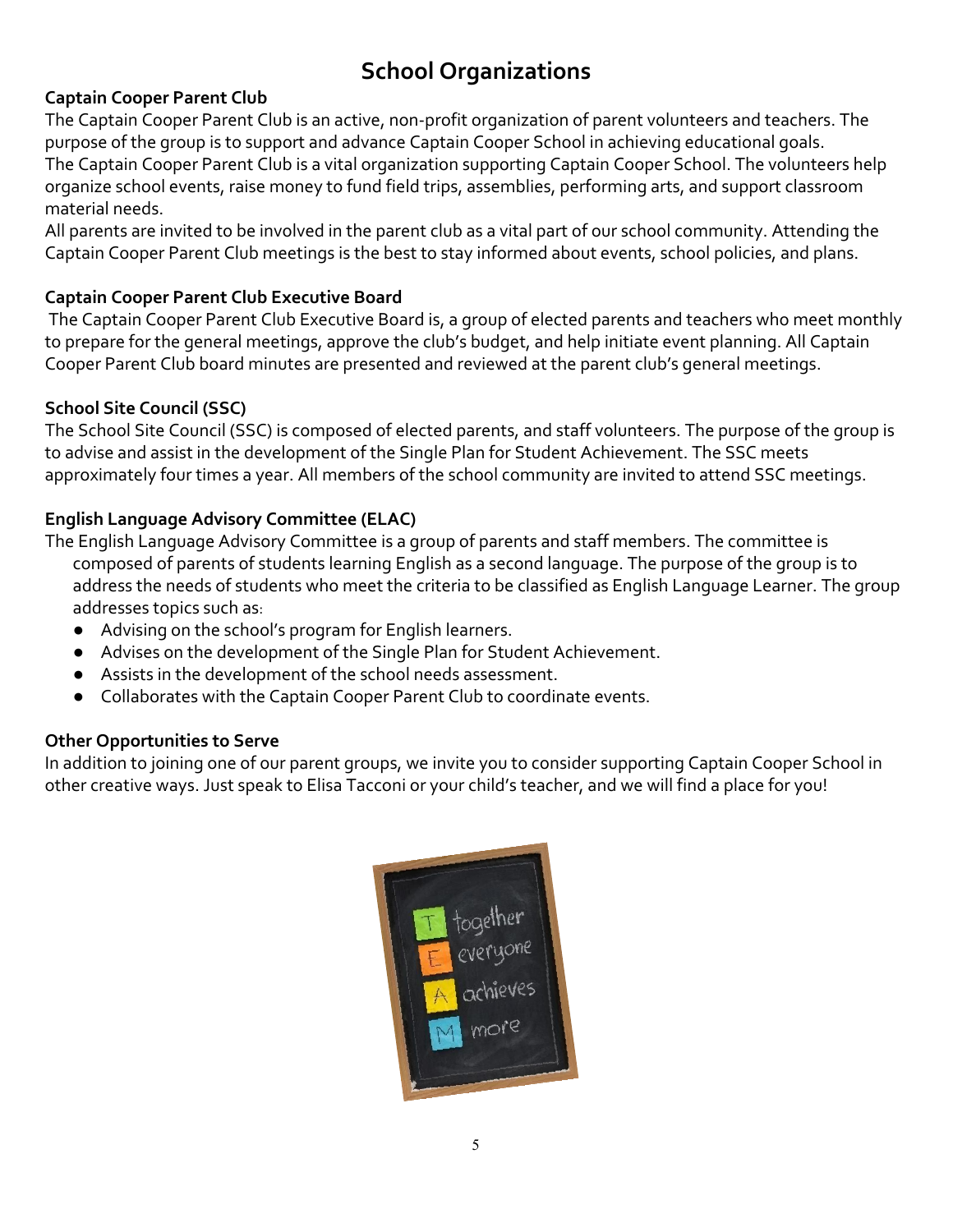# School Organizations

**Captain Cooper Parent Club**

The Captain Cooper Parent Club is an active, non-profit organization of parent volunteers and teachers. The purpose of the group is to support and advance Captain Cooper School in achieving educational goals.
The Captain Cooper Parent Club is a vital organization supporting Captain Cooper School. The volunteers help organize school events, raise money to fund field trips, assemblies, performing arts, and support classroom material needs.
All parents are invited to be involved in the parent club as a vital part of our school community. Attending the Captain Cooper Parent Club meetings is the best to stay informed about events, school policies, and plans.

**Captain Cooper Parent Club Executive Board**

The Captain Cooper Parent Club Executive Board is, a group of elected parents and teachers who meet monthly to prepare for the general meetings, approve the club's budget, and help initiate event planning. All Captain Cooper Parent Club board minutes are presented and reviewed at the parent club's general meetings.

**School Site Council (SSC)**

The School Site Council (SSC) is composed of elected parents, and staff volunteers. The purpose of the group is to advise and assist in the development of the Single Plan for Student Achievement. The SSC meets approximately four times a year. All members of the school community are invited to attend SSC meetings.

**English Language Advisory Committee (ELAC)**

The English Language Advisory Committee is a group of parents and staff members. The committee is composed of parents of students learning English as a second language. The purpose of the group is to address the needs of students who meet the criteria to be classified as English Language Learner. The group addresses topics such as:

- Advising on the school's program for English learners.
- Advises on the development of the Single Plan for Student Achievement.
- Assists in the development of the school needs assessment.
- Collaborates with the Captain Cooper Parent Club to coordinate events.

**Other Opportunities to Serve**

In addition to joining one of our parent groups, we invite you to consider supporting Captain Cooper School in other creative ways. Just speak to Elisa Tacconi or your child's teacher, and we will find a place for you!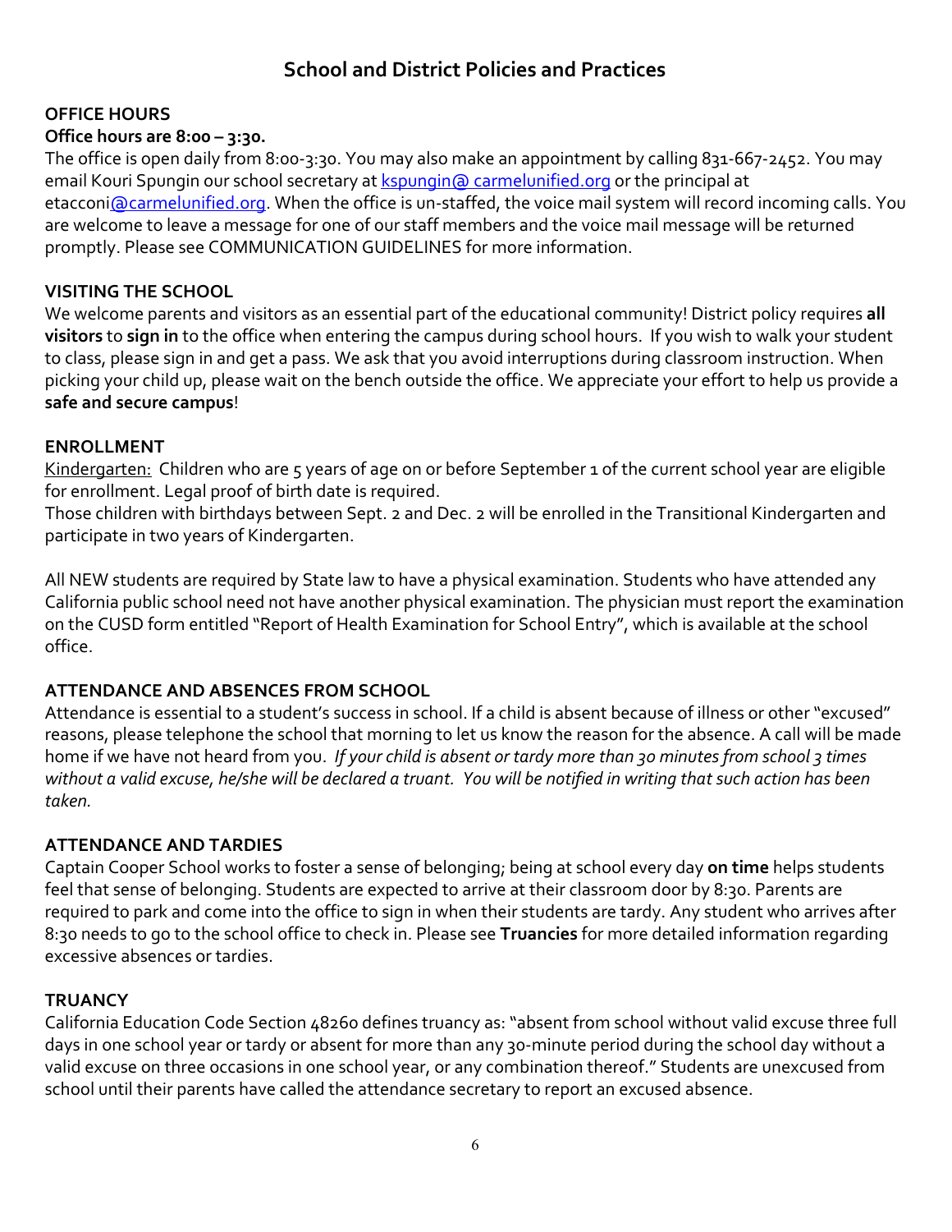# School and District Policies and Practices

## OFFICE HOURS

**Office hours are 8:00 – 3:30.**

The office is open daily from 8:00-3:30. You may also make an appointment by calling 831-667-2452. You may email Kouri Spungin our school secretary at kspungin@ carmelunified.org or the principal at etacconi@carmelunified.org. When the office is un-staffed, the voice mail system will record incoming calls. You are welcome to leave a message for one of our staff members and the voice mail message will be returned promptly. Please see COMMUNICATION GUIDELINES for more information.

## VISITING THE SCHOOL

We welcome parents and visitors as an essential part of the educational community! District policy requires **all visitors** to **sign in** to the office when entering the campus during school hours. If you wish to walk your student to class, please sign in and get a pass. We ask that you avoid interruptions during classroom instruction. When picking your child up, please wait on the bench outside the office. We appreciate your effort to help us provide a **safe and secure campus**!

## ENROLLMENT

Kindergarten: Children who are 5 years of age on or before September 1 of the current school year are eligible for enrollment. Legal proof of birth date is required.

Those children with birthdays between Sept. 2 and Dec. 2 will be enrolled in the Transitional Kindergarten and participate in two years of Kindergarten.

All NEW students are required by State law to have a physical examination. Students who have attended any California public school need not have another physical examination. The physician must report the examination on the CUSD form entitled "Report of Health Examination for School Entry", which is available at the school office.

## ATTENDANCE AND ABSENCES FROM SCHOOL

Attendance is essential to a student's success in school. If a child is absent because of illness or other "excused" reasons, please telephone the school that morning to let us know the reason for the absence. A call will be made home if we have not heard from you. *If your child is absent or tardy more than 30 minutes from school 3 times without a valid excuse, he/she will be declared a truant. You will be notified in writing that such action has been taken.*

## ATTENDANCE AND TARDIES

Captain Cooper School works to foster a sense of belonging; being at school every day **on time** helps students feel that sense of belonging. Students are expected to arrive at their classroom door by 8:30. Parents are required to park and come into the office to sign in when their students are tardy. Any student who arrives after 8:30 needs to go to the school office to check in. Please see **Truancies** for more detailed information regarding excessive absences or tardies.

## TRUANCY

California Education Code Section 48260 defines truancy as: "absent from school without valid excuse three full days in one school year or tardy or absent for more than any 30-minute period during the school day without a valid excuse on three occasions in one school year, or any combination thereof." Students are unexcused from school until their parents have called the attendance secretary to report an excused absence.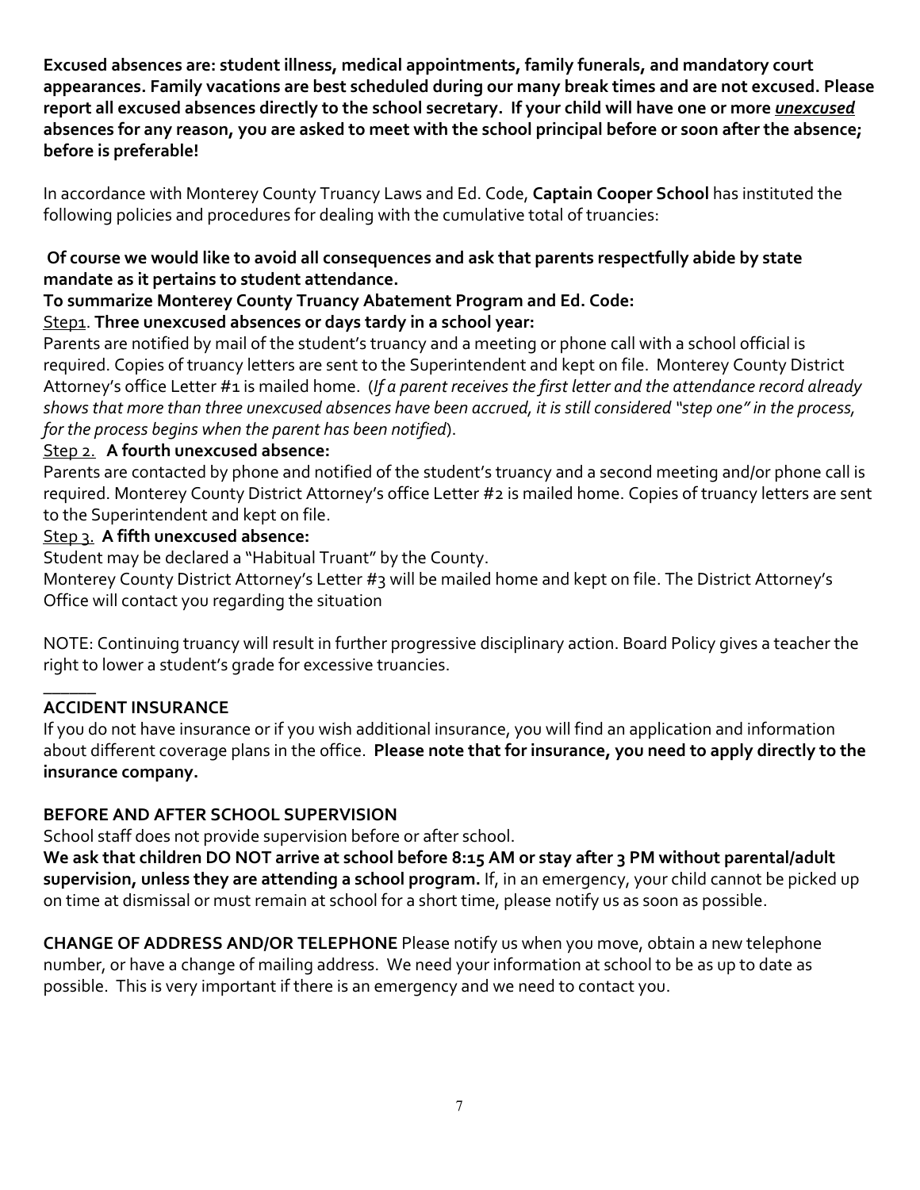**Excused absences are: student illness, medical appointments, family funerals, and mandatory court appearances. Family vacations are best scheduled during our many break times and are not excused. Please report all excused absences directly to the school secretary. If your child will have one or more *unexcused* absences for any reason, you are asked to meet with the school principal before or soon after the absence; before is preferable!**

In accordance with Monterey County Truancy Laws and Ed. Code, **Captain Cooper School** has instituted the following policies and procedures for dealing with the cumulative total of truancies:

**Of course we would like to avoid all consequences and ask that parents respectfully abide by state mandate as it pertains to student attendance.**

**To summarize Monterey County Truancy Abatement Program and Ed. Code:**

Step1. **Three unexcused absences or days tardy in a school year:**
Parents are notified by mail of the student's truancy and a meeting or phone call with a school official is required. Copies of truancy letters are sent to the Superintendent and kept on file. Monterey County District Attorney's office Letter #1 is mailed home. (*If a parent receives the first letter and the attendance record already shows that more than three unexcused absences have been accrued, it is still considered "step one" in the process, for the process begins when the parent has been notified*).

Step 2. **A fourth unexcused absence:**
Parents are contacted by phone and notified of the student's truancy and a second meeting and/or phone call is required. Monterey County District Attorney's office Letter #2 is mailed home. Copies of truancy letters are sent to the Superintendent and kept on file.

Step 3. **A fifth unexcused absence:**
Student may be declared a "Habitual Truant" by the County.
Monterey County District Attorney's Letter #3 will be mailed home and kept on file. The District Attorney's Office will contact you regarding the situation

NOTE: Continuing truancy will result in further progressive disciplinary action. Board Policy gives a teacher the right to lower a student's grade for excessive truancies.

______

**ACCIDENT INSURANCE**

If you do not have insurance or if you wish additional insurance, you will find an application and information about different coverage plans in the office. **Please note that for insurance, you need to apply directly to the insurance company.**

**BEFORE AND AFTER SCHOOL SUPERVISION**

School staff does not provide supervision before or after school.

**We ask that children DO NOT arrive at school before 8:15 AM or stay after 3 PM without parental/adult supervision, unless they are attending a school program.** If, in an emergency, your child cannot be picked up on time at dismissal or must remain at school for a short time, please notify us as soon as possible.

**CHANGE OF ADDRESS AND/OR TELEPHONE** Please notify us when you move, obtain a new telephone number, or have a change of mailing address. We need your information at school to be as up to date as possible. This is very important if there is an emergency and we need to contact you.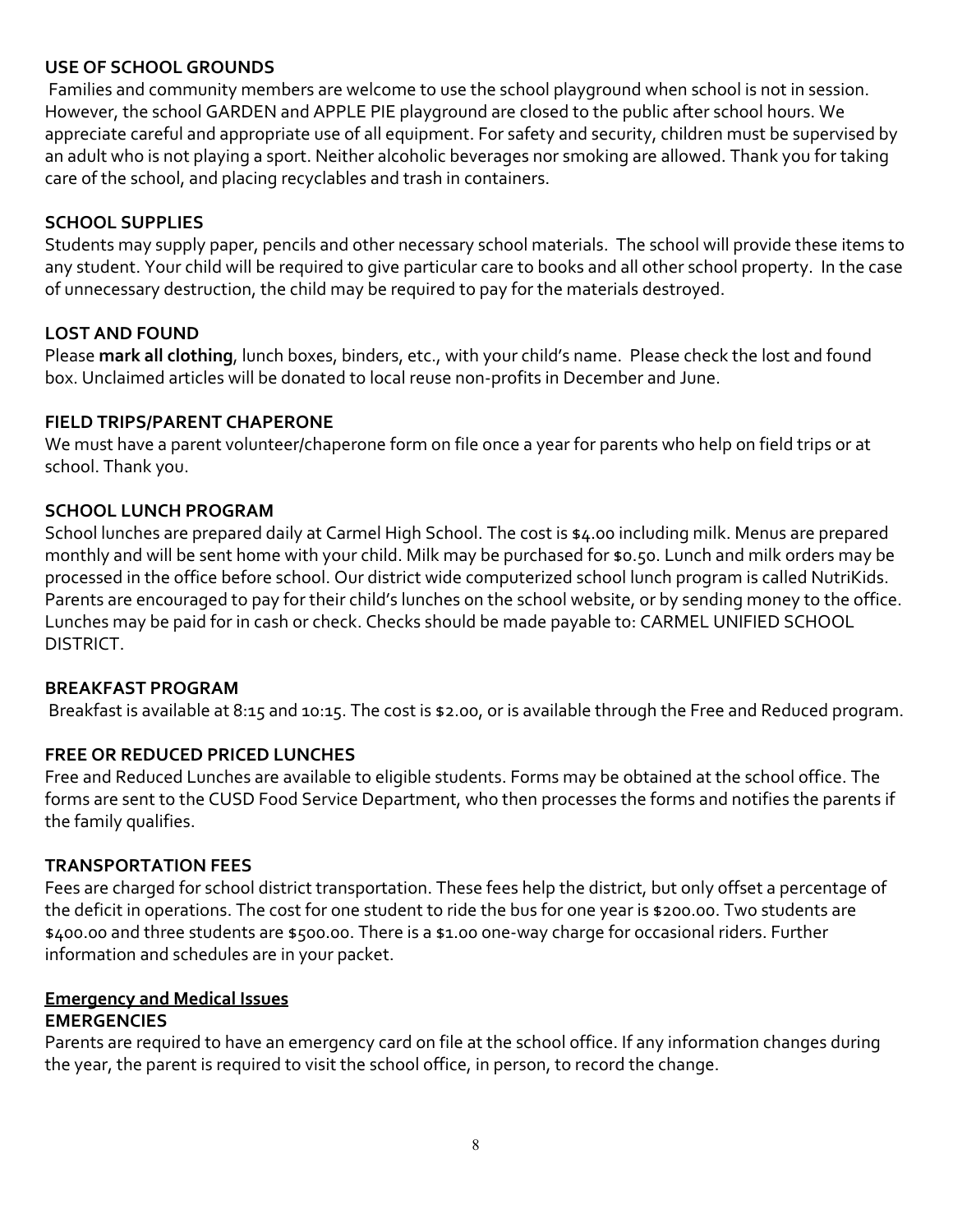### USE OF SCHOOL GROUNDS

Families and community members are welcome to use the school playground when school is not in session. However, the school GARDEN and APPLE PIE playground are closed to the public after school hours. We appreciate careful and appropriate use of all equipment. For safety and security, children must be supervised by an adult who is not playing a sport. Neither alcoholic beverages nor smoking are allowed. Thank you for taking care of the school, and placing recyclables and trash in containers.

### SCHOOL SUPPLIES

Students may supply paper, pencils and other necessary school materials. The school will provide these items to any student. Your child will be required to give particular care to books and all other school property. In the case of unnecessary destruction, the child may be required to pay for the materials destroyed.

### LOST AND FOUND

Please **mark all clothing**, lunch boxes, binders, etc., with your child's name. Please check the lost and found box. Unclaimed articles will be donated to local reuse non-profits in December and June.

### FIELD TRIPS/PARENT CHAPERONE

We must have a parent volunteer/chaperone form on file once a year for parents who help on field trips or at school. Thank you.

### SCHOOL LUNCH PROGRAM

School lunches are prepared daily at Carmel High School. The cost is $4.00 including milk. Menus are prepared monthly and will be sent home with your child. Milk may be purchased for $0.50. Lunch and milk orders may be processed in the office before school. Our district wide computerized school lunch program is called NutriKids. Parents are encouraged to pay for their child's lunches on the school website, or by sending money to the office. Lunches may be paid for in cash or check. Checks should be made payable to: CARMEL UNIFIED SCHOOL DISTRICT.

### BREAKFAST PROGRAM

Breakfast is available at 8:15 and 10:15. The cost is $2.00, or is available through the Free and Reduced program.

### FREE OR REDUCED PRICED LUNCHES

Free and Reduced Lunches are available to eligible students. Forms may be obtained at the school office. The forms are sent to the CUSD Food Service Department, who then processes the forms and notifies the parents if the family qualifies.

### TRANSPORTATION FEES

Fees are charged for school district transportation. These fees help the district, but only offset a percentage of the deficit in operations. The cost for one student to ride the bus for one year is $200.00. Two students are $400.00 and three students are $500.00. There is a $1.00 one-way charge for occasional riders. Further information and schedules are in your packet.

## Emergency and Medical Issues

### EMERGENCIES

Parents are required to have an emergency card on file at the school office. If any information changes during the year, the parent is required to visit the school office, in person, to record the change.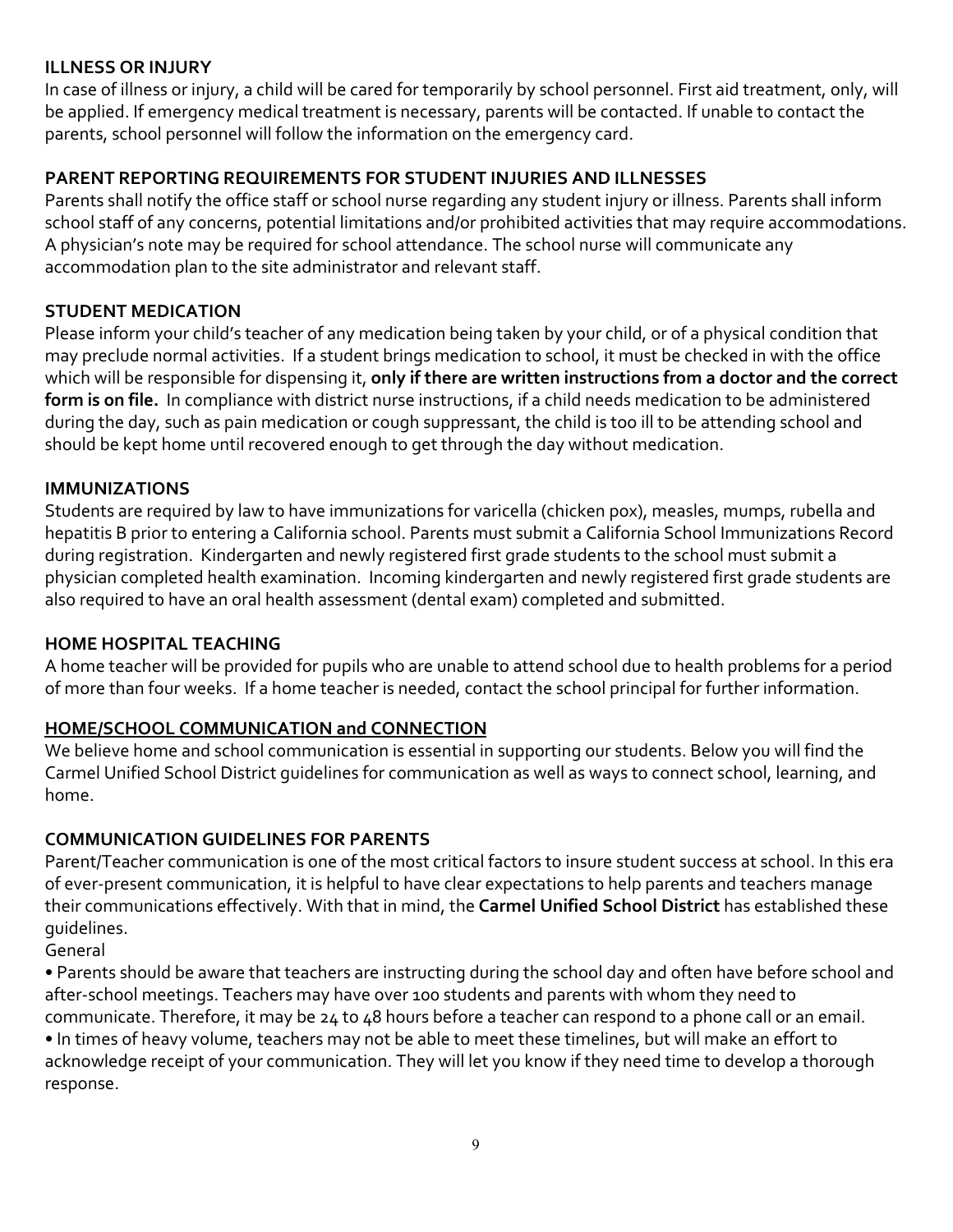## ILLNESS OR INJURY

In case of illness or injury, a child will be cared for temporarily by school personnel. First aid treatment, only, will be applied. If emergency medical treatment is necessary, parents will be contacted. If unable to contact the parents, school personnel will follow the information on the emergency card.

## PARENT REPORTING REQUIREMENTS FOR STUDENT INJURIES AND ILLNESSES

Parents shall notify the office staff or school nurse regarding any student injury or illness. Parents shall inform school staff of any concerns, potential limitations and/or prohibited activities that may require accommodations. A physician's note may be required for school attendance. The school nurse will communicate any accommodation plan to the site administrator and relevant staff.

## STUDENT MEDICATION

Please inform your child's teacher of any medication being taken by your child, or of a physical condition that may preclude normal activities. If a student brings medication to school, it must be checked in with the office which will be responsible for dispensing it, **only if there are written instructions from a doctor and the correct form is on file.** In compliance with district nurse instructions, if a child needs medication to be administered during the day, such as pain medication or cough suppressant, the child is too ill to be attending school and should be kept home until recovered enough to get through the day without medication.

## IMMUNIZATIONS

Students are required by law to have immunizations for varicella (chicken pox), measles, mumps, rubella and hepatitis B prior to entering a California school. Parents must submit a California School Immunizations Record during registration. Kindergarten and newly registered first grade students to the school must submit a physician completed health examination. Incoming kindergarten and newly registered first grade students are also required to have an oral health assessment (dental exam) completed and submitted.

## HOME HOSPITAL TEACHING

A home teacher will be provided for pupils who are unable to attend school due to health problems for a period of more than four weeks. If a home teacher is needed, contact the school principal for further information.

## HOME/SCHOOL COMMUNICATION and CONNECTION

We believe home and school communication is essential in supporting our students. Below you will find the Carmel Unified School District guidelines for communication as well as ways to connect school, learning, and home.

## COMMUNICATION GUIDELINES FOR PARENTS

Parent/Teacher communication is one of the most critical factors to insure student success at school. In this era of ever-present communication, it is helpful to have clear expectations to help parents and teachers manage their communications effectively. With that in mind, the **Carmel Unified School District** has established these guidelines.

General

- Parents should be aware that teachers are instructing during the school day and often have before school and after-school meetings. Teachers may have over 100 students and parents with whom they need to communicate. Therefore, it may be 24 to 48 hours before a teacher can respond to a phone call or an email.
- In times of heavy volume, teachers may not be able to meet these timelines, but will make an effort to acknowledge receipt of your communication. They will let you know if they need time to develop a thorough response.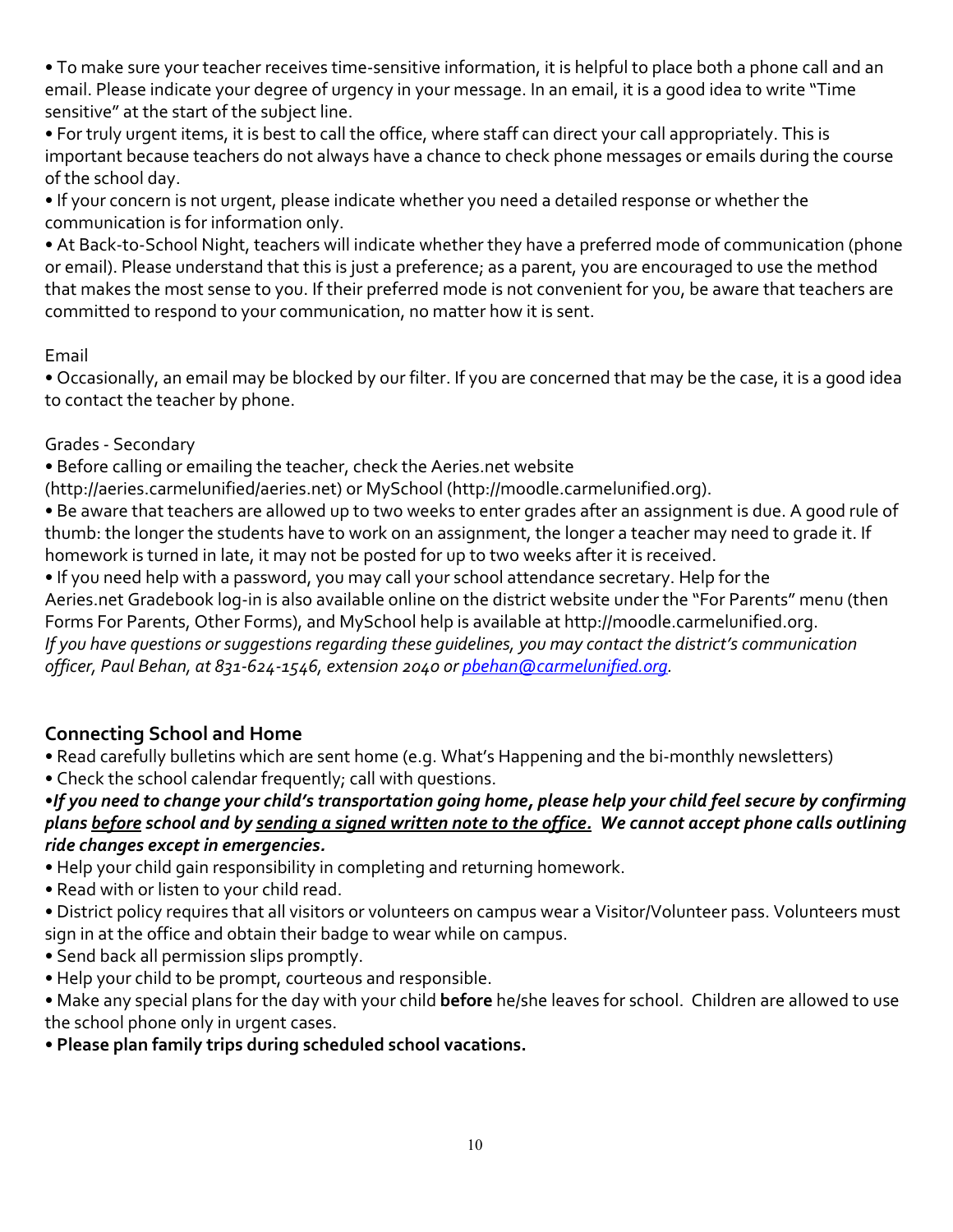• To make sure your teacher receives time-sensitive information, it is helpful to place both a phone call and an email. Please indicate your degree of urgency in your message. In an email, it is a good idea to write "Time sensitive" at the start of the subject line.
• For truly urgent items, it is best to call the office, where staff can direct your call appropriately. This is important because teachers do not always have a chance to check phone messages or emails during the course of the school day.
• If your concern is not urgent, please indicate whether you need a detailed response or whether the communication is for information only.
• At Back-to-School Night, teachers will indicate whether they have a preferred mode of communication (phone or email). Please understand that this is just a preference; as a parent, you are encouraged to use the method that makes the most sense to you. If their preferred mode is not convenient for you, be aware that teachers are committed to respond to your communication, no matter how it is sent.

Email
• Occasionally, an email may be blocked by our filter. If you are concerned that may be the case, it is a good idea to contact the teacher by phone.

Grades - Secondary
• Before calling or emailing the teacher, check the Aeries.net website (http://aeries.carmelunified/aeries.net) or MySchool (http://moodle.carmelunified.org).
• Be aware that teachers are allowed up to two weeks to enter grades after an assignment is due. A good rule of thumb: the longer the students have to work on an assignment, the longer a teacher may need to grade it. If homework is turned in late, it may not be posted for up to two weeks after it is received.
• If you need help with a password, you may call your school attendance secretary. Help for the Aeries.net Gradebook log-in is also available online on the district website under the "For Parents" menu (then Forms For Parents, Other Forms), and MySchool help is available at http://moodle.carmelunified.org.
*If you have questions or suggestions regarding these guidelines, you may contact the district's communication officer, Paul Behan, at 831-624-1546, extension 2040 or pbehan@carmelunified.org.*

## Connecting School and Home

- Read carefully bulletins which are sent home (e.g. What's Happening and the bi-monthly newsletters)
- Check the school calendar frequently; call with questions.
- ***If you need to change your child's transportation going home, please help your child feel secure by confirming plans <u>before</u> school and by <u>sending a signed written note to the office.</u> We cannot accept phone calls outlining ride changes except in emergencies.***
- Help your child gain responsibility in completing and returning homework.
- Read with or listen to your child read.
- District policy requires that all visitors or volunteers on campus wear a Visitor/Volunteer pass. Volunteers must sign in at the office and obtain their badge to wear while on campus.
- Send back all permission slips promptly.
- Help your child to be prompt, courteous and responsible.
- Make any special plans for the day with your child **before** he/she leaves for school. Children are allowed to use the school phone only in urgent cases.
- **Please plan family trips during scheduled school vacations.**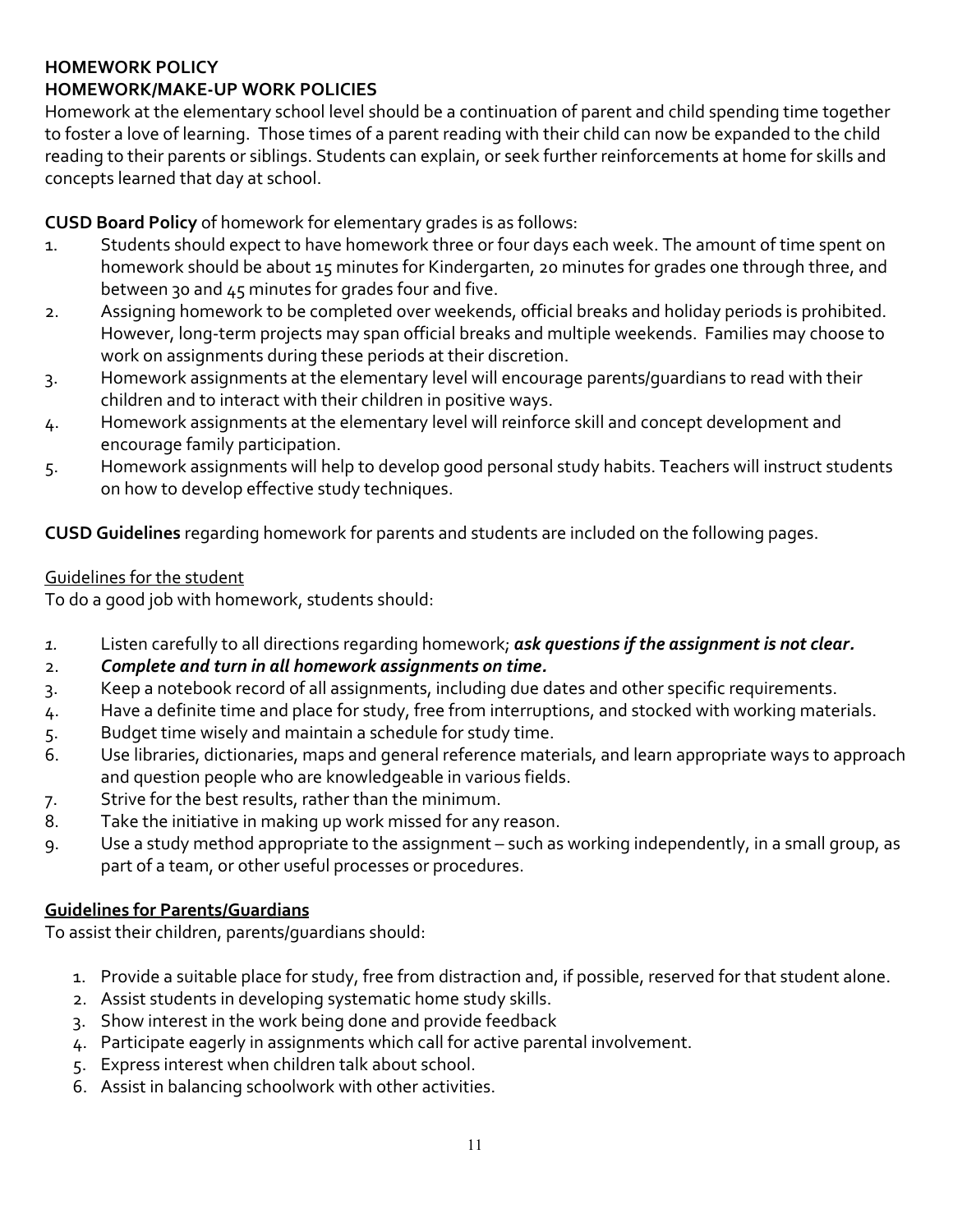**HOMEWORK POLICY**
**HOMEWORK/MAKE-UP WORK POLICIES**

Homework at the elementary school level should be a continuation of parent and child spending time together to foster a love of learning. Those times of a parent reading with their child can now be expanded to the child reading to their parents or siblings. Students can explain, or seek further reinforcements at home for skills and concepts learned that day at school.

**CUSD Board Policy** of homework for elementary grades is as follows:

1. Students should expect to have homework three or four days each week. The amount of time spent on homework should be about 15 minutes for Kindergarten, 20 minutes for grades one through three, and between 30 and 45 minutes for grades four and five.
2. Assigning homework to be completed over weekends, official breaks and holiday periods is prohibited. However, long-term projects may span official breaks and multiple weekends. Families may choose to work on assignments during these periods at their discretion.
3. Homework assignments at the elementary level will encourage parents/guardians to read with their children and to interact with their children in positive ways.
4. Homework assignments at the elementary level will reinforce skill and concept development and encourage family participation.
5. Homework assignments will help to develop good personal study habits. Teachers will instruct students on how to develop effective study techniques.

**CUSD Guidelines** regarding homework for parents and students are included on the following pages.

<u>Guidelines for the student</u>

To do a good job with homework, students should:

1. Listen carefully to all directions regarding homework; ***ask questions if the assignment is not clear.***
2. ***Complete and turn in all homework assignments on time.***
3. Keep a notebook record of all assignments, including due dates and other specific requirements.
4. Have a definite time and place for study, free from interruptions, and stocked with working materials.
5. Budget time wisely and maintain a schedule for study time.
6. Use libraries, dictionaries, maps and general reference materials, and learn appropriate ways to approach and question people who are knowledgeable in various fields.
7. Strive for the best results, rather than the minimum.
8. Take the initiative in making up work missed for any reason.
9. Use a study method appropriate to the assignment – such as working independently, in a small group, as part of a team, or other useful processes or procedures.

**<u>Guidelines for Parents/Guardians</u>**

To assist their children, parents/guardians should:

1. Provide a suitable place for study, free from distraction and, if possible, reserved for that student alone.
2. Assist students in developing systematic home study skills.
3. Show interest in the work being done and provide feedback
4. Participate eagerly in assignments which call for active parental involvement.
5. Express interest when children talk about school.
6. Assist in balancing schoolwork with other activities.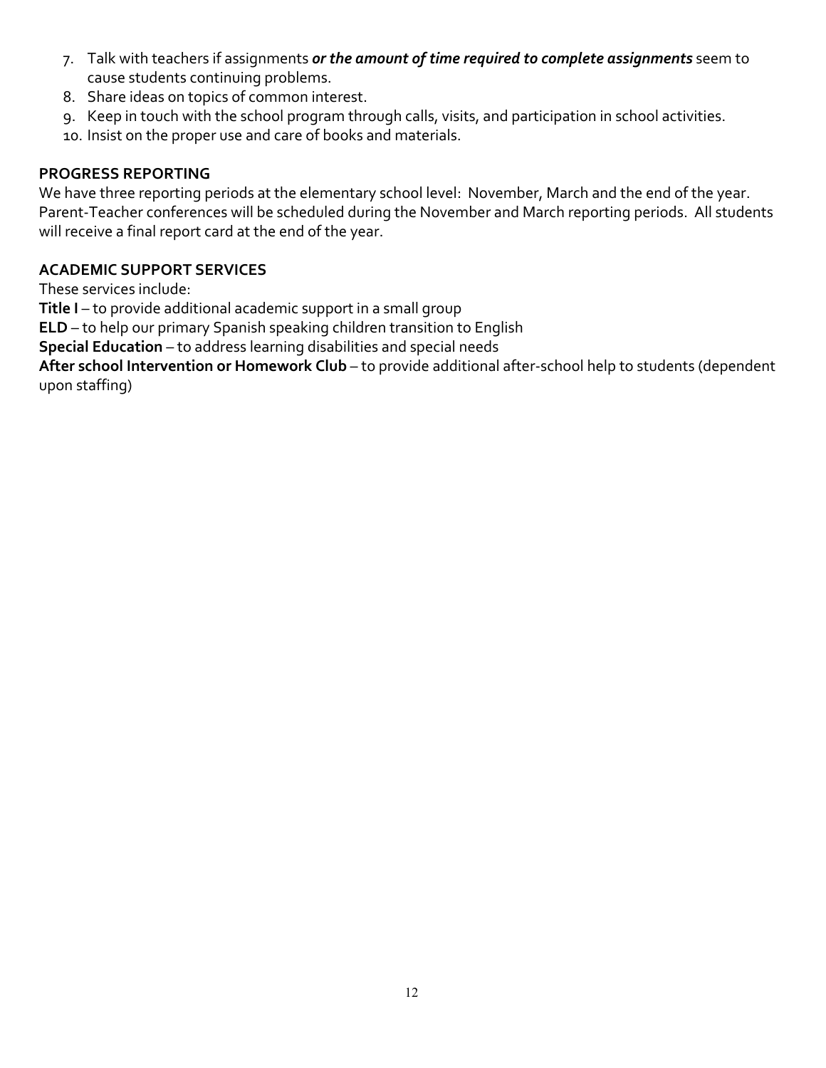7. Talk with teachers if assignments ***or the amount of time required to complete assignments*** seem to cause students continuing problems.
8. Share ideas on topics of common interest.
9. Keep in touch with the school program through calls, visits, and participation in school activities.
10. Insist on the proper use and care of books and materials.

## PROGRESS REPORTING

We have three reporting periods at the elementary school level: November, March and the end of the year. Parent-Teacher conferences will be scheduled during the November and March reporting periods. All students will receive a final report card at the end of the year.

## ACADEMIC SUPPORT SERVICES

These services include:

**Title I** – to provide additional academic support in a small group

**ELD** – to help our primary Spanish speaking children transition to English

**Special Education** – to address learning disabilities and special needs

**After school Intervention or Homework Club** – to provide additional after-school help to students (dependent upon staffing)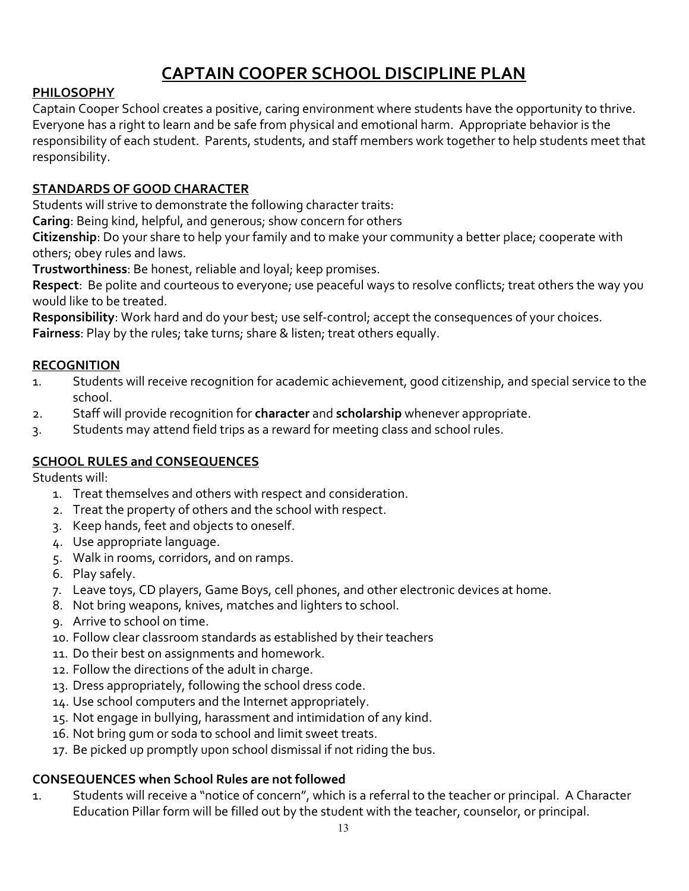# CAPTAIN COOPER SCHOOL DISCIPLINE PLAN

## PHILOSOPHY

Captain Cooper School creates a positive, caring environment where students have the opportunity to thrive. Everyone has a right to learn and be safe from physical and emotional harm. Appropriate behavior is the responsibility of each student. Parents, students, and staff members work together to help students meet that responsibility.

## STANDARDS OF GOOD CHARACTER

Students will strive to demonstrate the following character traits:

**Caring**: Being kind, helpful, and generous; show concern for others

**Citizenship**: Do your share to help your family and to make your community a better place; cooperate with others; obey rules and laws.

**Trustworthiness**: Be honest, reliable and loyal; keep promises.

**Respect**: Be polite and courteous to everyone; use peaceful ways to resolve conflicts; treat others the way you would like to be treated.

**Responsibility**: Work hard and do your best; use self-control; accept the consequences of your choices.

**Fairness**: Play by the rules; take turns; share & listen; treat others equally.

## RECOGNITION

1. Students will receive recognition for academic achievement, good citizenship, and special service to the school.
2. Staff will provide recognition for **character** and **scholarship** whenever appropriate.
3. Students may attend field trips as a reward for meeting class and school rules.

## SCHOOL RULES and CONSEQUENCES

Students will:

1. Treat themselves and others with respect and consideration.
2. Treat the property of others and the school with respect.
3. Keep hands, feet and objects to oneself.
4. Use appropriate language.
5. Walk in rooms, corridors, and on ramps.
6. Play safely.
7. Leave toys, CD players, Game Boys, cell phones, and other electronic devices at home.
8. Not bring weapons, knives, matches and lighters to school.
9. Arrive to school on time.
10. Follow clear classroom standards as established by their teachers
11. Do their best on assignments and homework.
12. Follow the directions of the adult in charge.
13. Dress appropriately, following the school dress code.
14. Use school computers and the Internet appropriately.
15. Not engage in bullying, harassment and intimidation of any kind.
16. Not bring gum or soda to school and limit sweet treats.
17. Be picked up promptly upon school dismissal if not riding the bus.

### CONSEQUENCES when School Rules are not followed

1. Students will receive a "notice of concern", which is a referral to the teacher or principal. A Character Education Pillar form will be filled out by the student with the teacher, counselor, or principal.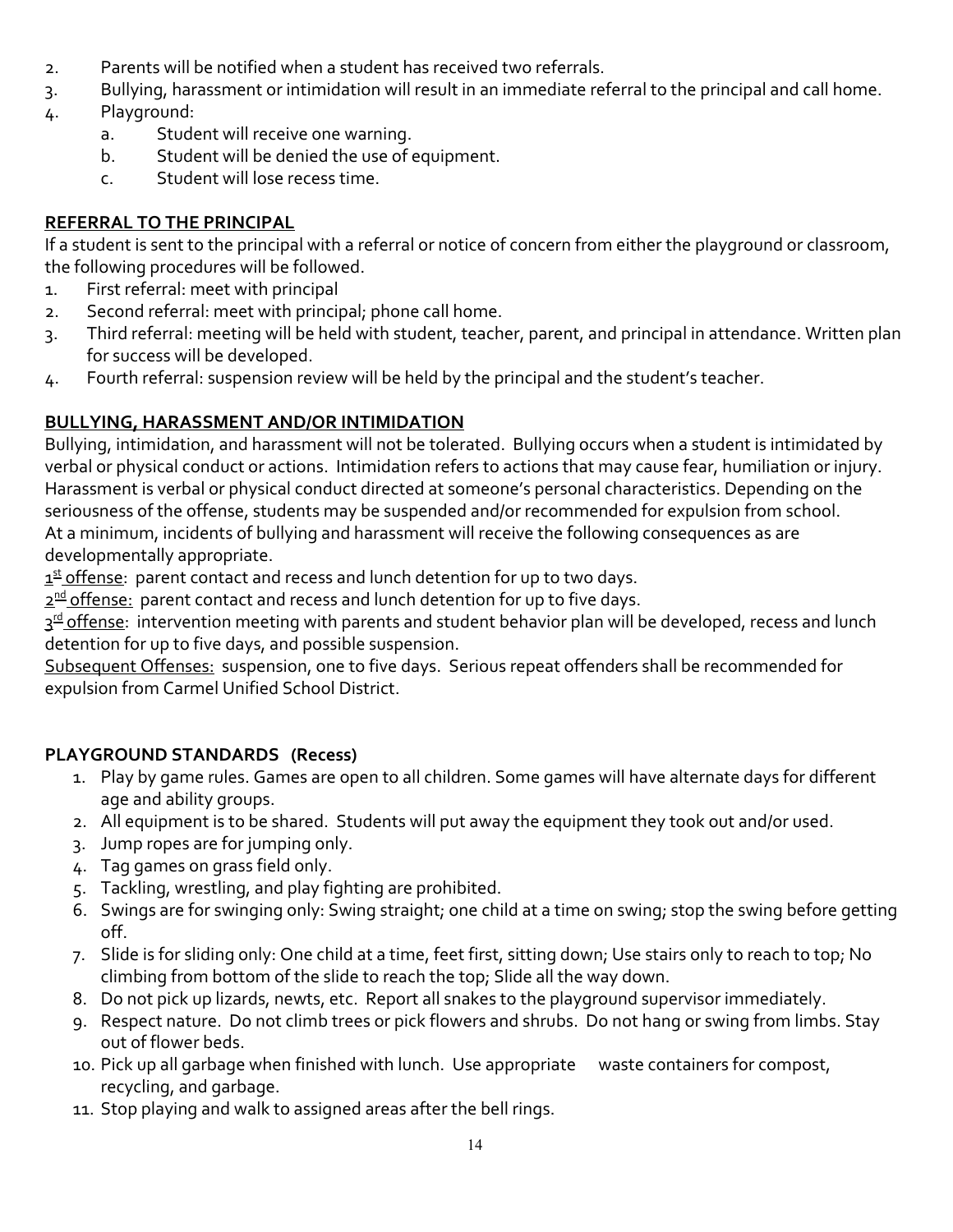2. Parents will be notified when a student has received two referrals.
3. Bullying, harassment or intimidation will result in an immediate referral to the principal and call home.
4. Playground:
   a. Student will receive one warning.
   b. Student will be denied the use of equipment.
   c. Student will lose recess time.

**REFERRAL TO THE PRINCIPAL**

If a student is sent to the principal with a referral or notice of concern from either the playground or classroom, the following procedures will be followed.

1. First referral: meet with principal
2. Second referral: meet with principal; phone call home.
3. Third referral: meeting will be held with student, teacher, parent, and principal in attendance. Written plan for success will be developed.
4. Fourth referral: suspension review will be held by the principal and the student's teacher.

**BULLYING, HARASSMENT AND/OR INTIMIDATION**

Bullying, intimidation, and harassment will not be tolerated. Bullying occurs when a student is intimidated by verbal or physical conduct or actions. Intimidation refers to actions that may cause fear, humiliation or injury. Harassment is verbal or physical conduct directed at someone's personal characteristics. Depending on the seriousness of the offense, students may be suspended and/or recommended for expulsion from school. At a minimum, incidents of bullying and harassment will receive the following consequences as are developmentally appropriate.

1st offense: parent contact and recess and lunch detention for up to two days.

2nd offense: parent contact and recess and lunch detention for up to five days.

3rd offense: intervention meeting with parents and student behavior plan will be developed, recess and lunch detention for up to five days, and possible suspension.

Subsequent Offenses: suspension, one to five days. Serious repeat offenders shall be recommended for expulsion from Carmel Unified School District.

**PLAYGROUND STANDARDS (Recess)**

1. Play by game rules. Games are open to all children. Some games will have alternate days for different age and ability groups.
2. All equipment is to be shared. Students will put away the equipment they took out and/or used.
3. Jump ropes are for jumping only.
4. Tag games on grass field only.
5. Tackling, wrestling, and play fighting are prohibited.
6. Swings are for swinging only: Swing straight; one child at a time on swing; stop the swing before getting off.
7. Slide is for sliding only: One child at a time, feet first, sitting down; Use stairs only to reach to top; No climbing from bottom of the slide to reach the top; Slide all the way down.
8. Do not pick up lizards, newts, etc. Report all snakes to the playground supervisor immediately.
9. Respect nature. Do not climb trees or pick flowers and shrubs. Do not hang or swing from limbs. Stay out of flower beds.
10. Pick up all garbage when finished with lunch. Use appropriate waste containers for compost, recycling, and garbage.
11. Stop playing and walk to assigned areas after the bell rings.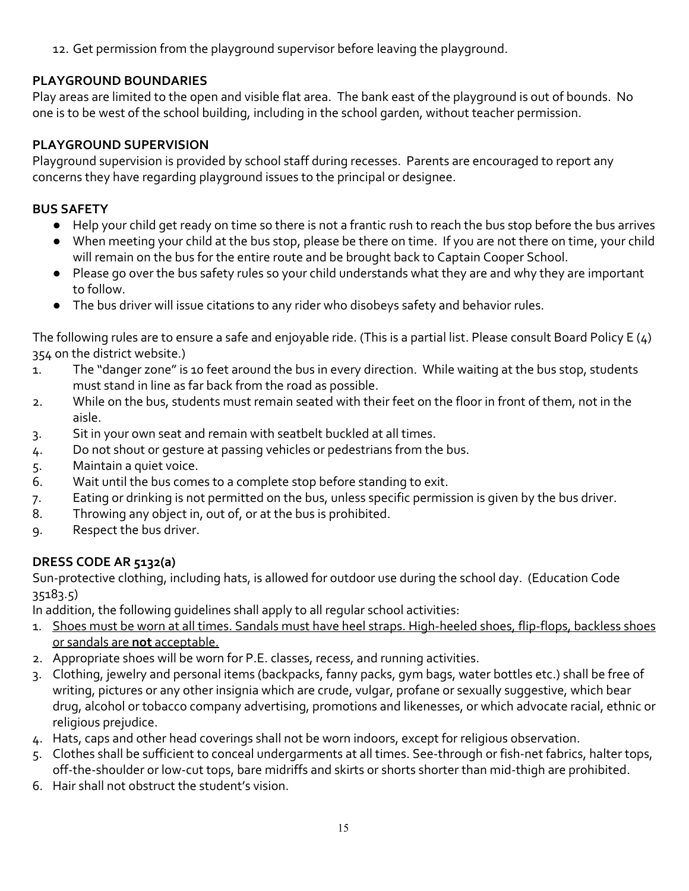12. Get permission from the playground supervisor before leaving the playground.

### PLAYGROUND BOUNDARIES

Play areas are limited to the open and visible flat area. The bank east of the playground is out of bounds. No one is to be west of the school building, including in the school garden, without teacher permission.

### PLAYGROUND SUPERVISION

Playground supervision is provided by school staff during recesses. Parents are encouraged to report any concerns they have regarding playground issues to the principal or designee.

### BUS SAFETY

- Help your child get ready on time so there is not a frantic rush to reach the bus stop before the bus arrives
- When meeting your child at the bus stop, please be there on time. If you are not there on time, your child will remain on the bus for the entire route and be brought back to Captain Cooper School.
- Please go over the bus safety rules so your child understands what they are and why they are important to follow.
- The bus driver will issue citations to any rider who disobeys safety and behavior rules.

The following rules are to ensure a safe and enjoyable ride. (This is a partial list. Please consult Board Policy E (4) 354 on the district website.)

1. The "danger zone" is 10 feet around the bus in every direction. While waiting at the bus stop, students must stand in line as far back from the road as possible.
2. While on the bus, students must remain seated with their feet on the floor in front of them, not in the aisle.
3. Sit in your own seat and remain with seatbelt buckled at all times.
4. Do not shout or gesture at passing vehicles or pedestrians from the bus.
5. Maintain a quiet voice.
6. Wait until the bus comes to a complete stop before standing to exit.
7. Eating or drinking is not permitted on the bus, unless specific permission is given by the bus driver.
8. Throwing any object in, out of, or at the bus is prohibited.
9. Respect the bus driver.

### DRESS CODE AR 5132(a)

Sun-protective clothing, including hats, is allowed for outdoor use during the school day. (Education Code 35183.5)

In addition, the following guidelines shall apply to all regular school activities:

1. <u>Shoes must be worn at all times. Sandals must have heel straps. High-heeled shoes, flip-flops, backless shoes or sandals are **not** acceptable.</u>
2. Appropriate shoes will be worn for P.E. classes, recess, and running activities.
3. Clothing, jewelry and personal items (backpacks, fanny packs, gym bags, water bottles etc.) shall be free of writing, pictures or any other insignia which are crude, vulgar, profane or sexually suggestive, which bear drug, alcohol or tobacco company advertising, promotions and likenesses, or which advocate racial, ethnic or religious prejudice.
4. Hats, caps and other head coverings shall not be worn indoors, except for religious observation.
5. Clothes shall be sufficient to conceal undergarments at all times. See-through or fish-net fabrics, halter tops, off-the-shoulder or low-cut tops, bare midriffs and skirts or shorts shorter than mid-thigh are prohibited.
6. Hair shall not obstruct the student's vision.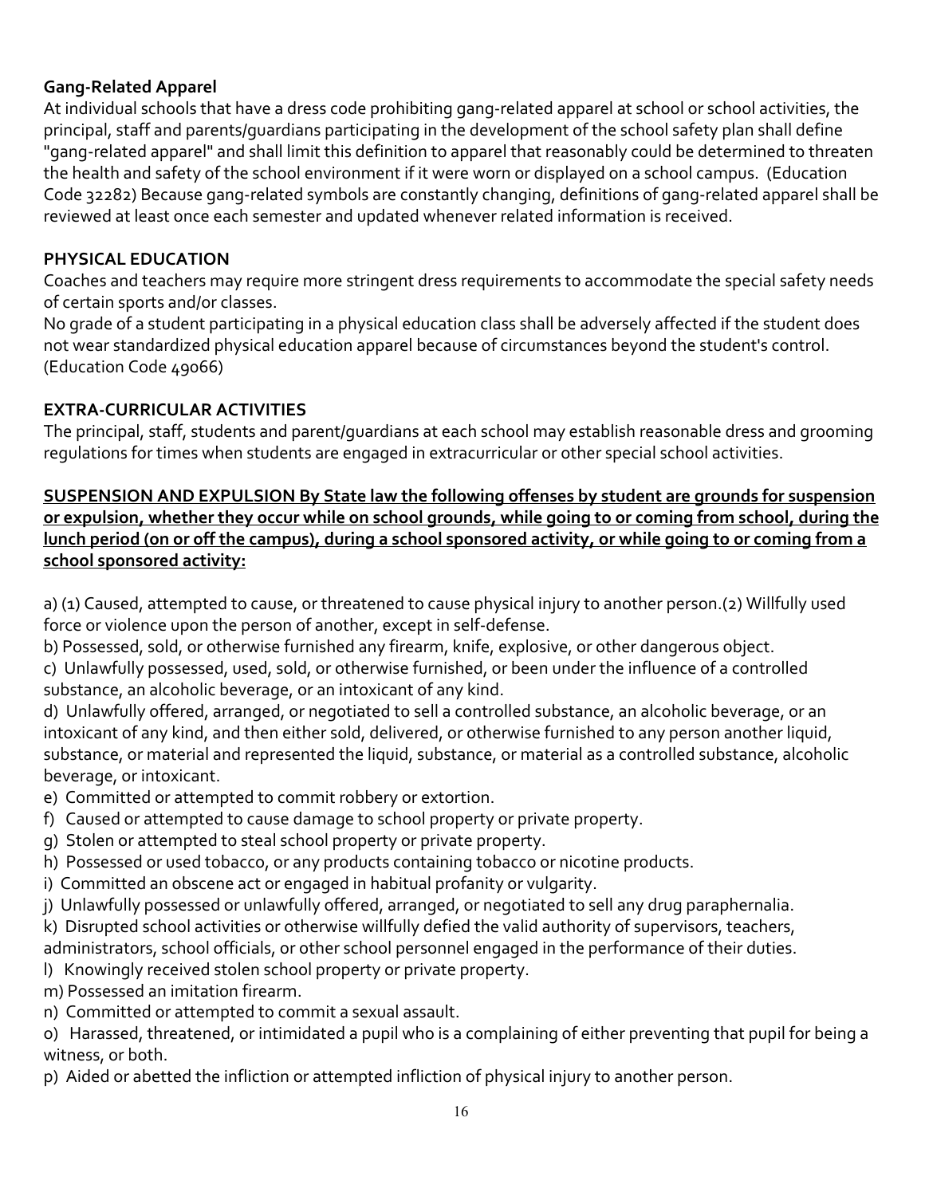**Gang-Related Apparel**

At individual schools that have a dress code prohibiting gang-related apparel at school or school activities, the principal, staff and parents/guardians participating in the development of the school safety plan shall define "gang-related apparel" and shall limit this definition to apparel that reasonably could be determined to threaten the health and safety of the school environment if it were worn or displayed on a school campus. (Education Code 32282) Because gang-related symbols are constantly changing, definitions of gang-related apparel shall be reviewed at least once each semester and updated whenever related information is received.

**PHYSICAL EDUCATION**

Coaches and teachers may require more stringent dress requirements to accommodate the special safety needs of certain sports and/or classes.

No grade of a student participating in a physical education class shall be adversely affected if the student does not wear standardized physical education apparel because of circumstances beyond the student's control. (Education Code 49066)

**EXTRA-CURRICULAR ACTIVITIES**

The principal, staff, students and parent/guardians at each school may establish reasonable dress and grooming regulations for times when students are engaged in extracurricular or other special school activities.

**SUSPENSION AND EXPULSION By State law the following offenses by student are grounds for suspension or expulsion, whether they occur while on school grounds, while going to or coming from school, during the lunch period (on or off the campus), during a school sponsored activity, or while going to or coming from a school sponsored activity:**

a) (1) Caused, attempted to cause, or threatened to cause physical injury to another person.(2) Willfully used force or violence upon the person of another, except in self-defense.

b) Possessed, sold, or otherwise furnished any firearm, knife, explosive, or other dangerous object.

c) Unlawfully possessed, used, sold, or otherwise furnished, or been under the influence of a controlled substance, an alcoholic beverage, or an intoxicant of any kind.

d) Unlawfully offered, arranged, or negotiated to sell a controlled substance, an alcoholic beverage, or an intoxicant of any kind, and then either sold, delivered, or otherwise furnished to any person another liquid, substance, or material and represented the liquid, substance, or material as a controlled substance, alcoholic beverage, or intoxicant.

e) Committed or attempted to commit robbery or extortion.

f) Caused or attempted to cause damage to school property or private property.

g) Stolen or attempted to steal school property or private property.

h) Possessed or used tobacco, or any products containing tobacco or nicotine products.

i) Committed an obscene act or engaged in habitual profanity or vulgarity.

j) Unlawfully possessed or unlawfully offered, arranged, or negotiated to sell any drug paraphernalia.

k) Disrupted school activities or otherwise willfully defied the valid authority of supervisors, teachers, administrators, school officials, or other school personnel engaged in the performance of their duties.

l) Knowingly received stolen school property or private property.

m) Possessed an imitation firearm.

n) Committed or attempted to commit a sexual assault.

o) Harassed, threatened, or intimidated a pupil who is a complaining of either preventing that pupil for being a witness, or both.

p) Aided or abetted the infliction or attempted infliction of physical injury to another person.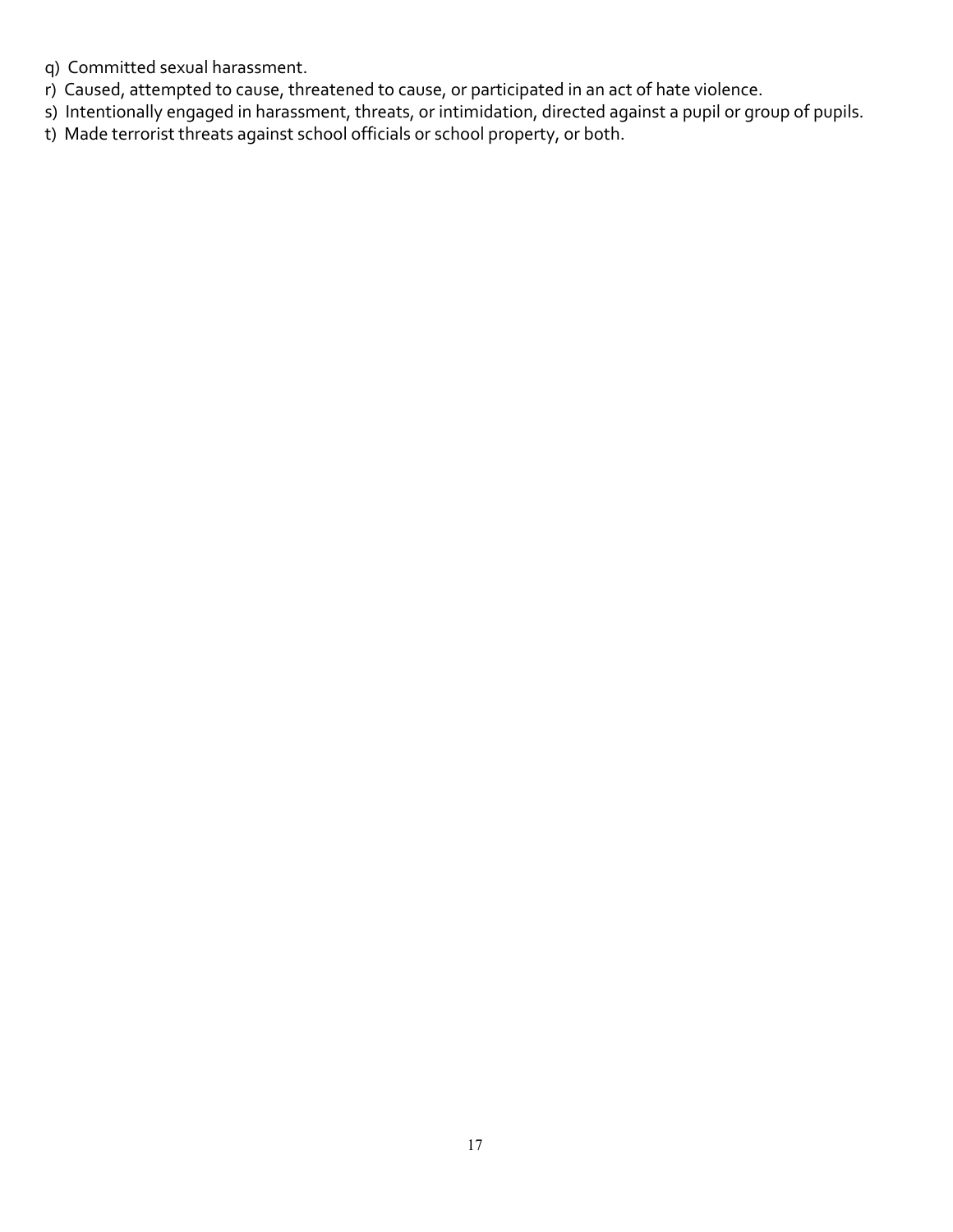q) Committed sexual harassment.
r) Caused, attempted to cause, threatened to cause, or participated in an act of hate violence.
s) Intentionally engaged in harassment, threats, or intimidation, directed against a pupil or group of pupils.
t) Made terrorist threats against school officials or school property, or both.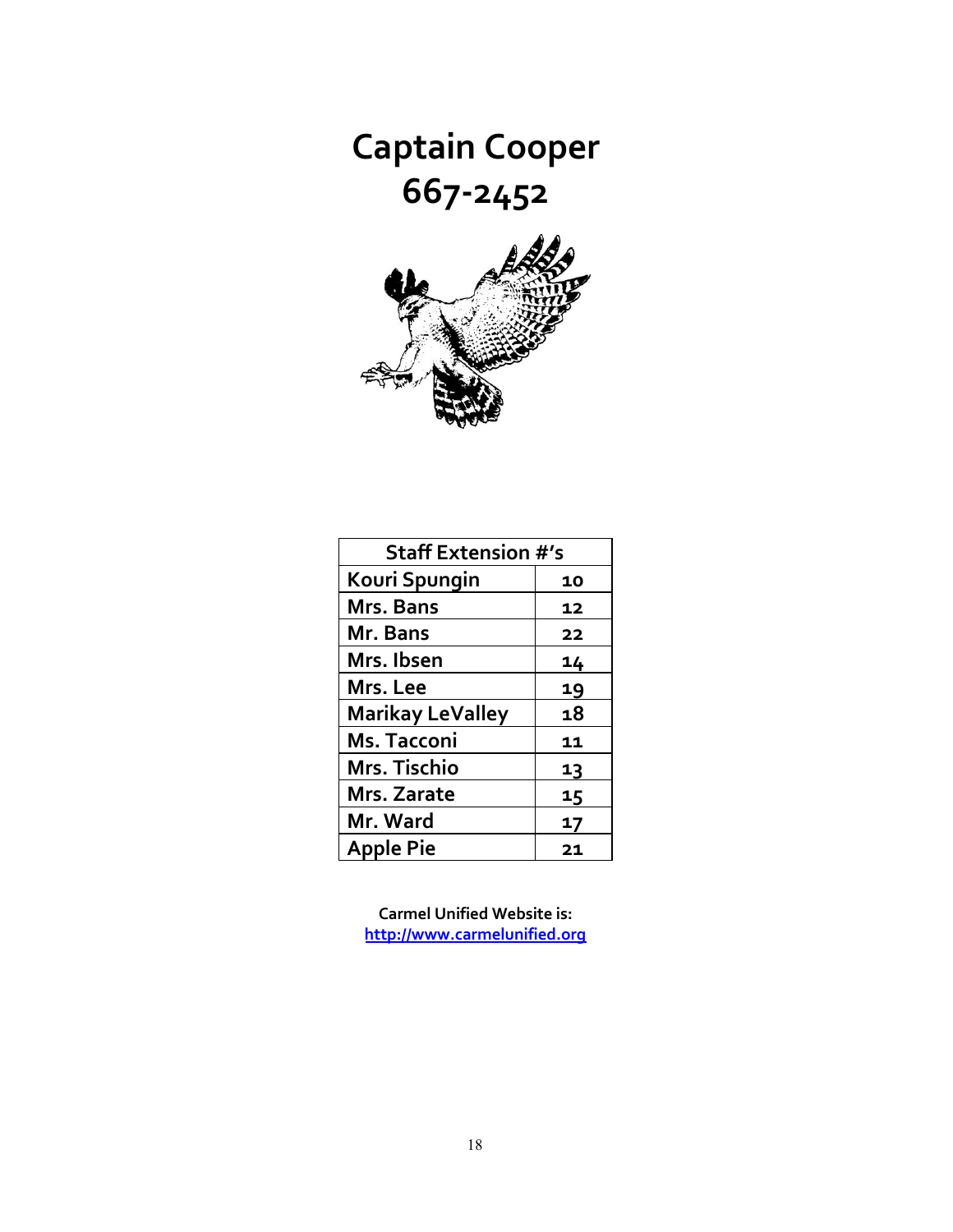# Captain Cooper
# 667-2452

| Staff Extension #'s | |
|---|---|
| Kouri Spungin | 10 |
| Mrs. Bans | 12 |
| Mr. Bans | 22 |
| Mrs. Ibsen | 14 |
| Mrs. Lee | 19 |
| Marikay LeValley | 18 |
| Ms. Tacconi | 11 |
| Mrs. Tischio | 13 |
| Mrs. Zarate | 15 |
| Mr. Ward | 17 |
| Apple Pie | 21 |

**Carmel Unified Website is:**
**http://www.carmelunified.org**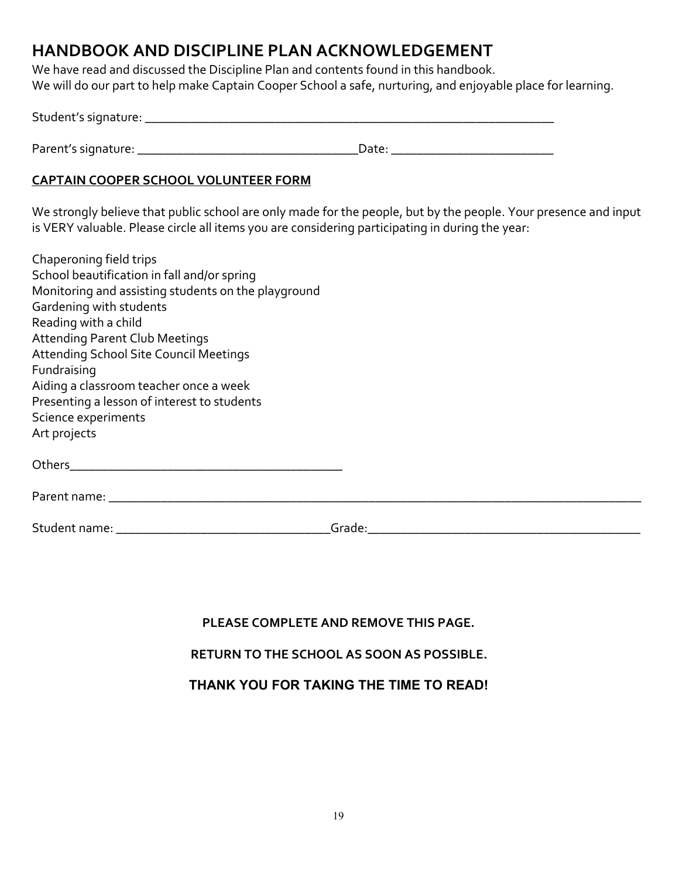## HANDBOOK AND DISCIPLINE PLAN ACKNOWLEDGEMENT

We have read and discussed the Discipline Plan and contents found in this handbook.
We will do our part to help make Captain Cooper School a safe, nurturing, and enjoyable place for learning.

Student's signature: ______________________________________________________________

Parent's signature: ________________________________Date: ______________________

**CAPTAIN COOPER SCHOOL VOLUNTEER FORM**

We strongly believe that public school are only made for the people, but by the people. Your presence and input is VERY valuable. Please circle all items you are considering participating in during the year:

Chaperoning field trips
School beautification in fall and/or spring
Monitoring and assisting students on the playground
Gardening with students
Reading with a child
Attending Parent Club Meetings
Attending School Site Council Meetings
Fundraising
Aiding a classroom teacher once a week
Presenting a lesson of interest to students
Science experiments
Art projects

Others_______________________________________

Parent name: ________________________________________________________________________________

Student name: _______________________________Grade:_______________________________________

**PLEASE COMPLETE AND REMOVE THIS PAGE.**

**RETURN TO THE SCHOOL AS SOON AS POSSIBLE.**

**THANK YOU FOR TAKING THE TIME TO READ!**